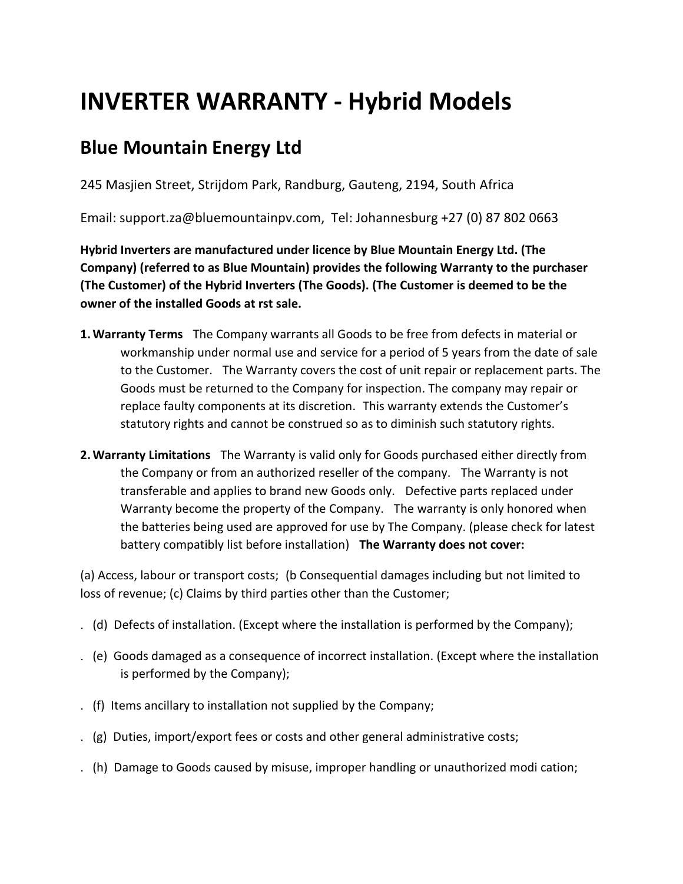# INVERTER WARRANTY - Hybrid Models

## Blue Mountain Energy Ltd

245 Masjien Street, Strijdom Park, Randburg, Gauteng, 2194, South Africa

Email: support.za@bluemountainpv.com, Tel: Johannesburg +27 (0) 87 802 0663

**Hybrid Inverters are manufactured under licence by Blue Mountain Energy Ltd. (The Company) (referred to as Blue Mountain) provides the following Warranty to the purchaser (The Customer) of the Hybrid Inverters (The Goods). (The Customer is deemed to be the owner of the installed Goods at rst sale.**

1. **Warranty Terms** The Company warrants all Goods to be free from defects in material or workmanship under normal use and service for a period of 5 years from the date of sale to the Customer. The Warranty covers the cost of unit repair or replacement parts. The Goods must be returned to the Company for inspection. The company may repair or replace faulty components at its discretion. This warranty extends the Customer's statutory rights and cannot be construed so as to diminish such statutory rights.

2. **Warranty Limitations** The Warranty is valid only for Goods purchased either directly from the Company or from an authorized reseller of the company. The Warranty is not transferable and applies to brand new Goods only. Defective parts replaced under Warranty become the property of the Company. The warranty is only honored when the batteries being used are approved for use by The Company. (please check for latest battery compatibly list before installation) **The Warranty does not cover:**

(a) Access, labour or transport costs; (b Consequential damages including but not limited to loss of revenue; (c) Claims by third parties other than the Customer;

. (d) Defects of installation. (Except where the installation is performed by the Company);

. (e) Goods damaged as a consequence of incorrect installation. (Except where the installation is performed by the Company);

. (f) Items ancillary to installation not supplied by the Company;

. (g) Duties, import/export fees or costs and other general administrative costs;

. (h) Damage to Goods caused by misuse, improper handling or unauthorized modi cation;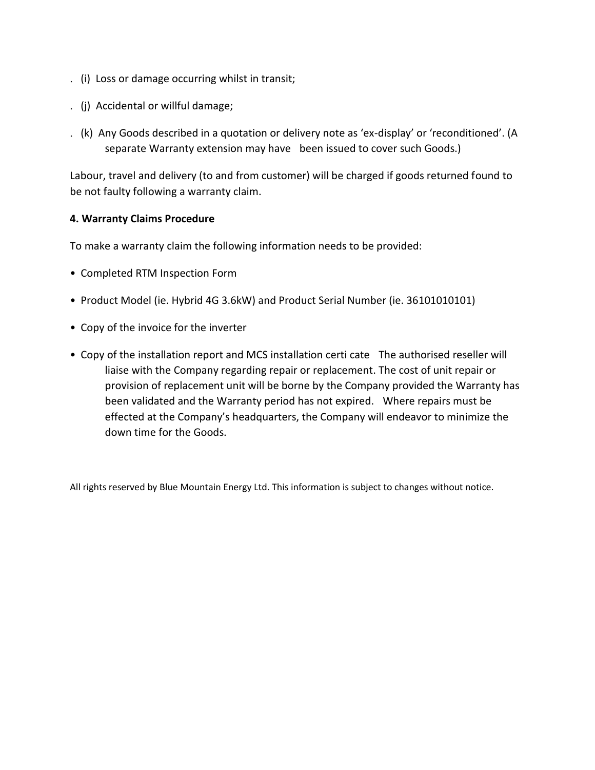. (i) Loss or damage occurring whilst in transit;

. (j) Accidental or willful damage;

. (k) Any Goods described in a quotation or delivery note as 'ex-display' or 'reconditioned'. (A separate Warranty extension may have been issued to cover such Goods.)

Labour, travel and delivery (to and from customer) will be charged if goods returned found to be not faulty following a warranty claim.

**4. Warranty Claims Procedure**

To make a warranty claim the following information needs to be provided:

- Completed RTM Inspection Form
- Product Model (ie. Hybrid 4G 3.6kW) and Product Serial Number (ie. 36101010101)
- Copy of the invoice for the inverter
- Copy of the installation report and MCS installation certi cate The authorised reseller will liaise with the Company regarding repair or replacement. The cost of unit repair or provision of replacement unit will be borne by the Company provided the Warranty has been validated and the Warranty period has not expired. Where repairs must be effected at the Company's headquarters, the Company will endeavor to minimize the down time for the Goods.

All rights reserved by Blue Mountain Energy Ltd. This information is subject to changes without notice.